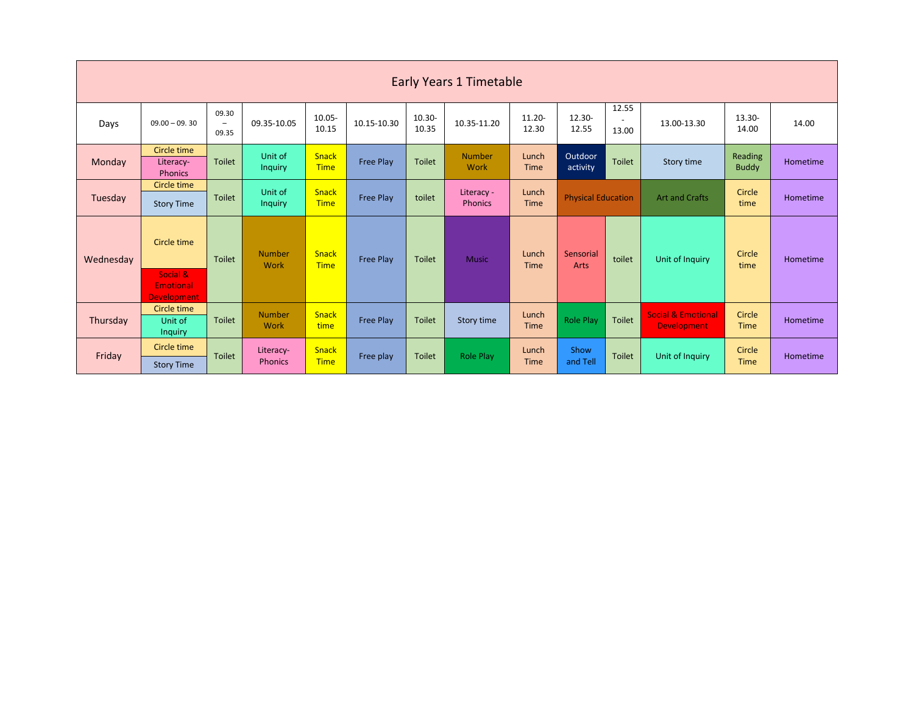# Early Years 1 Timetable

| Days | 09.00 – 09. 30 | 09.30 – 09.35 | 09.35-10.05 | 10.05-10.15 | 10.15-10.30 | 10.30-10.35 | 10.35-11.20 | 11.20-12.30 | 12.30-12.55 | 12.55 - 13.00 | 13.00-13.30 | 13.30-14.00 | 14.00 |
|---|---|---|---|---|---|---|---|---|---|---|---|---|---|
| Monday | Circle time / Literacy-Phonics | Toilet | Unit of Inquiry | Snack Time | Free Play | Toilet | Number Work | Lunch Time | Outdoor activity | Toilet | Story time | Reading Buddy | Hometime |
| Tuesday | Circle time / Story Time | Toilet | Unit of Inquiry | Snack Time | Free Play | toilet | Literacy - Phonics | Lunch Time | Physical Education | | Art and Crafts | Circle time | Hometime |
| Wednesday | Circle time / Social & Emotional Development | Toilet | Number Work | Snack Time | Free Play | Toilet | Music | Lunch Time | Sensorial Arts | toilet | Unit of Inquiry | Circle time | Hometime |
| Thursday | Circle time / Unit of Inquiry | Toilet | Number Work | Snack time | Free Play | Toilet | Story time | Lunch Time | Role Play | Toilet | Social & Emotional Development | Circle Time | Hometime |
| Friday | Circle time / Story Time | Toilet | Literacy-Phonics | Snack Time | Free play | Toilet | Role Play | Lunch Time | Show and Tell | Toilet | Unit of Inquiry | Circle Time | Hometime |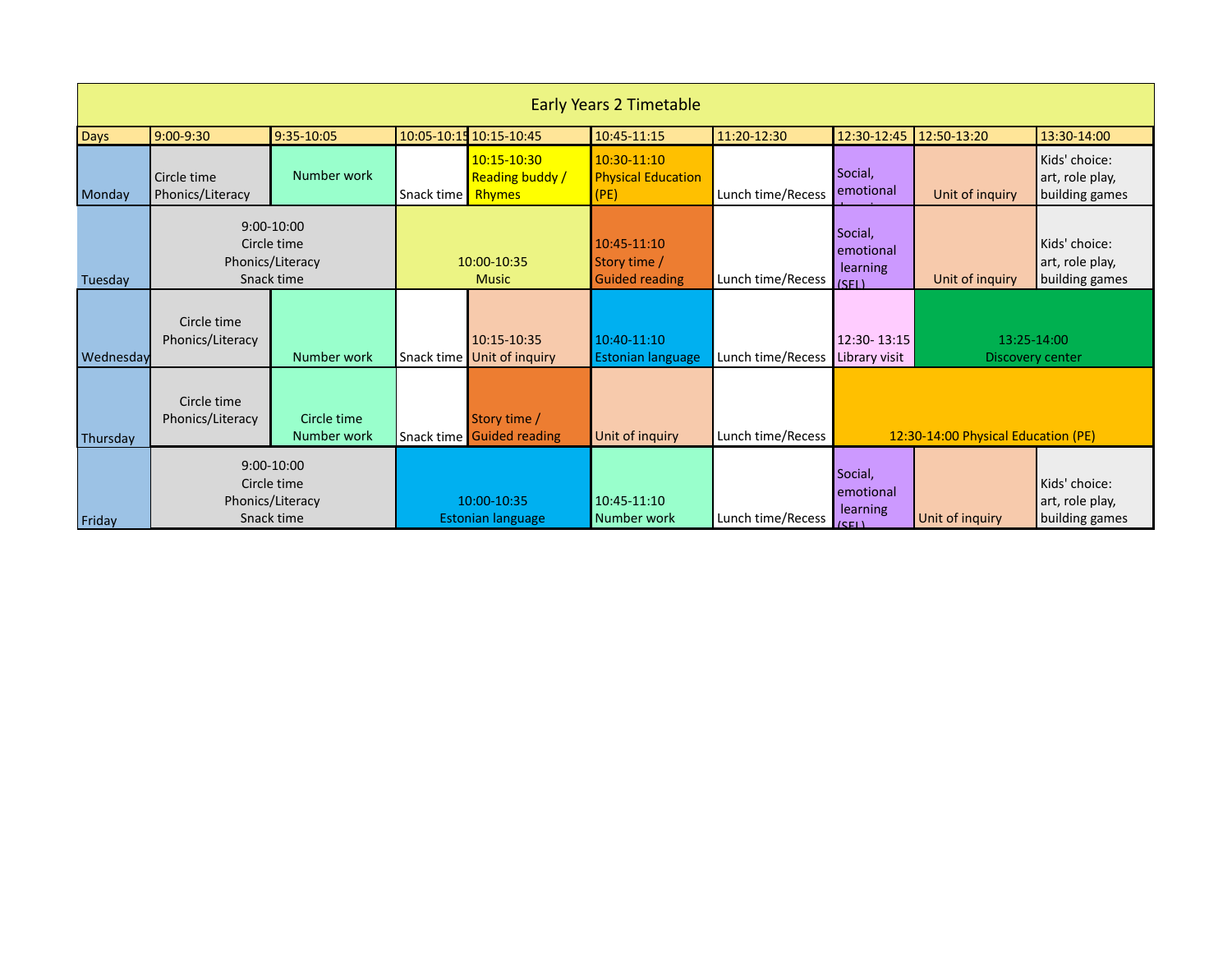# Early Years 2 Timetable

| Days | 9:00-9:30 | 9:35-10:05 | 10:05-10:15 | 10:15-10:45 | 10:45-11:15 | 11:20-12:30 | 12:30-12:45 | 12:50-13:20 | 13:30-14:00 |
| --- | --- | --- | --- | --- | --- | --- | --- | --- | --- |
| Monday | Circle time Phonics/Literacy | Number work | Snack time | 10:15-10:30 Reading buddy / Rhymes | 10:30-11:10 Physical Education (PE) | Lunch time/Recess | Social, emotional learning | Unit of inquiry | Kids' choice: art, role play, building games |
| Tuesday | 9:00-10:00 Circle time Phonics/Literacy Snack time | | 10:00-10:35 Music | | 10:45-11:10 Story time / Guided reading | Lunch time/Recess | Social, emotional learning (SEL) | Unit of inquiry | Kids' choice: art, role play, building games |
| Wednesday | Circle time Phonics/Literacy | Number work | Snack time | 10:15-10:35 Unit of inquiry | 10:40-11:10 Estonian language | Lunch time/Recess | 12:30- 13:15 Library visit | 13:25-14:00 Discovery center | |
| Thursday | Circle time Phonics/Literacy | Circle time Number work | Snack time | Story time / Guided reading | Unit of inquiry | Lunch time/Recess | 12:30-14:00 Physical Education (PE) | | |
| Friday | 9:00-10:00 Circle time Phonics/Literacy Snack time | | 10:00-10:35 Estonian language | | 10:45-11:10 Number work | Lunch time/Recess | Social, emotional learning (SEL) | Unit of inquiry | Kids' choice: art, role play, building games |